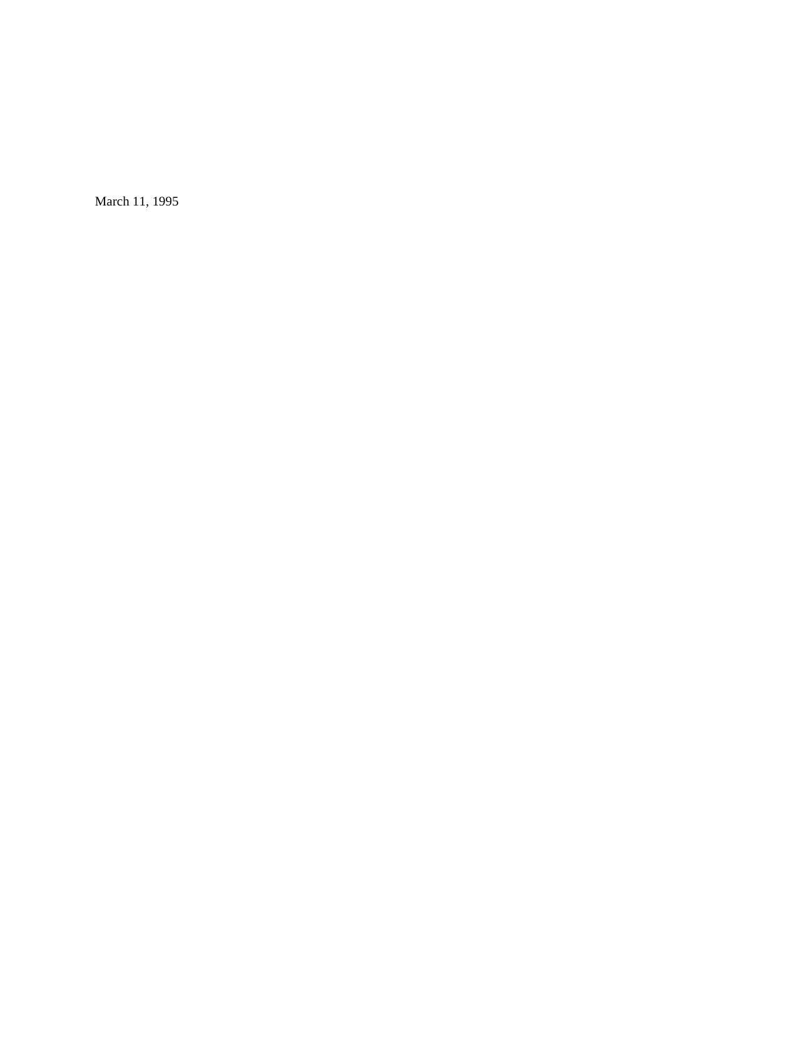March 11, 1995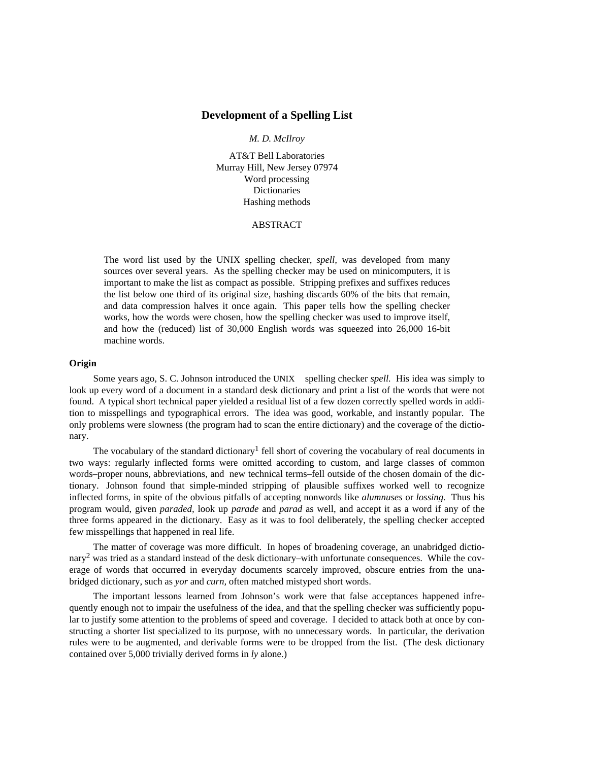# Development of a Spelling List

*M. D. McIlroy*

AT&T Bell Laboratories
Murray Hill, New Jersey 07974
Word processing
Dictionaries
Hashing methods

ABSTRACT

The word list used by the UNIX spelling checker, *spell,* was developed from many sources over several years. As the spelling checker may be used on minicomputers, it is important to make the list as compact as possible. Stripping prefixes and suffixes reduces the list below one third of its original size, hashing discards 60% of the bits that remain, and data compression halves it once again. This paper tells how the spelling checker works, how the words were chosen, how the spelling checker was used to improve itself, and how the (reduced) list of 30,000 English words was squeezed into 26,000 16-bit machine words.

## Origin

Some years ago, S. C. Johnson introduced the UNIX spelling checker *spell.* His idea was simply to look up every word of a document in a standard desk dictionary and print a list of the words that were not found. A typical short technical paper yielded a residual list of a few dozen correctly spelled words in addition to misspellings and typographical errors. The idea was good, workable, and instantly popular. The only problems were slowness (the program had to scan the entire dictionary) and the coverage of the dictionary.

The vocabulary of the standard dictionary[1] fell short of covering the vocabulary of real documents in two ways: regularly inflected forms were omitted according to custom, and large classes of common words–proper nouns, abbreviations, and new technical terms–fell outside of the chosen domain of the dictionary. Johnson found that simple-minded stripping of plausible suffixes worked well to recognize inflected forms, in spite of the obvious pitfalls of accepting nonwords like *alumnuses* or *lossing.* Thus his program would, given *paraded,* look up *parade* and *parad* as well, and accept it as a word if any of the three forms appeared in the dictionary. Easy as it was to fool deliberately, the spelling checker accepted few misspellings that happened in real life.

The matter of coverage was more difficult. In hopes of broadening coverage, an unabridged dictionary[2] was tried as a standard instead of the desk dictionary–with unfortunate consequences. While the coverage of words that occurred in everyday documents scarcely improved, obscure entries from the unabridged dictionary, such as *yor* and *curn,* often matched mistyped short words.

The important lessons learned from Johnson's work were that false acceptances happened infrequently enough not to impair the usefulness of the idea, and that the spelling checker was sufficiently popular to justify some attention to the problems of speed and coverage. I decided to attack both at once by constructing a shorter list specialized to its purpose, with no unnecessary words. In particular, the derivation rules were to be augmented, and derivable forms were to be dropped from the list. (The desk dictionary contained over 5,000 trivially derived forms in *ly* alone.)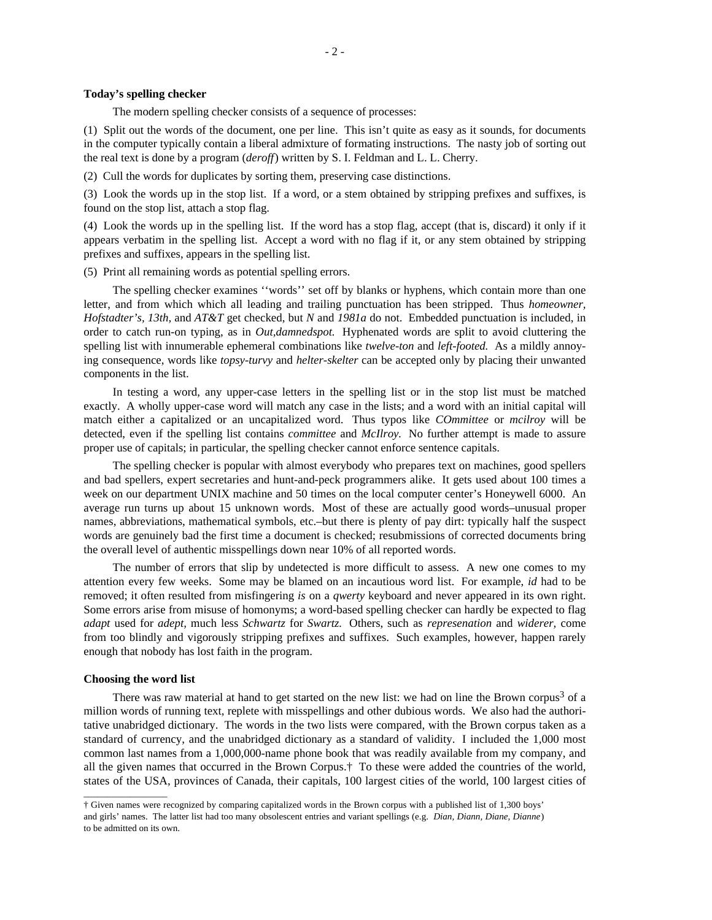**Today's spelling checker**

The modern spelling checker consists of a sequence of processes:

(1) Split out the words of the document, one per line. This isn't quite as easy as it sounds, for documents in the computer typically contain a liberal admixture of formating instructions. The nasty job of sorting out the real text is done by a program (*deroff*) written by S. I. Feldman and L. L. Cherry.

(2) Cull the words for duplicates by sorting them, preserving case distinctions.

(3) Look the words up in the stop list. If a word, or a stem obtained by stripping prefixes and suffixes, is found on the stop list, attach a stop flag.

(4) Look the words up in the spelling list. If the word has a stop flag, accept (that is, discard) it only if it appears verbatim in the spelling list. Accept a word with no flag if it, or any stem obtained by stripping prefixes and suffixes, appears in the spelling list.

(5) Print all remaining words as potential spelling errors.

The spelling checker examines ''words'' set off by blanks or hyphens, which contain more than one letter, and from which which all leading and trailing punctuation has been stripped. Thus *homeowner, Hofstadter's, 13th,* and *AT&T* get checked, but *N* and *1981a* do not. Embedded punctuation is included, in order to catch run-on typing, as in *Out,damnedspot.* Hyphenated words are split to avoid cluttering the spelling list with innumerable ephemeral combinations like *twelve-ton* and *left-footed.* As a mildly annoying consequence, words like *topsy-turvy* and *helter-skelter* can be accepted only by placing their unwanted components in the list.

In testing a word, any upper-case letters in the spelling list or in the stop list must be matched exactly. A wholly upper-case word will match any case in the lists; and a word with an initial capital will match either a capitalized or an uncapitalized word. Thus typos like *COmmittee* or *mcilroy* will be detected, even if the spelling list contains *committee* and *McIlroy.* No further attempt is made to assure proper use of capitals; in particular, the spelling checker cannot enforce sentence capitals.

The spelling checker is popular with almost everybody who prepares text on machines, good spellers and bad spellers, expert secretaries and hunt-and-peck programmers alike. It gets used about 100 times a week on our department UNIX machine and 50 times on the local computer center's Honeywell 6000. An average run turns up about 15 unknown words. Most of these are actually good words–unusual proper names, abbreviations, mathematical symbols, etc.–but there is plenty of pay dirt: typically half the suspect words are genuinely bad the first time a document is checked; resubmissions of corrected documents bring the overall level of authentic misspellings down near 10% of all reported words.

The number of errors that slip by undetected is more difficult to assess. A new one comes to my attention every few weeks. Some may be blamed on an incautious word list. For example, *id* had to be removed; it often resulted from misfingering *is* on a *qwerty* keyboard and never appeared in its own right. Some errors arise from misuse of homonyms; a word-based spelling checker can hardly be expected to flag *adapt* used for *adept,* much less *Schwartz* for *Swartz.* Others, such as *represenation* and *widerer,* come from too blindly and vigorously stripping prefixes and suffixes. Such examples, however, happen rarely enough that nobody has lost faith in the program.

**Choosing the word list**

There was raw material at hand to get started on the new list: we had on line the Brown corpus[3] of a million words of running text, replete with misspellings and other dubious words. We also had the authoritative unabridged dictionary. The words in the two lists were compared, with the Brown corpus taken as a standard of currency, and the unabridged dictionary as a standard of validity. I included the 1,000 most common last names from a 1,000,000-name phone book that was readily available from my company, and all the given names that occurred in the Brown Corpus.† To these were added the countries of the world, states of the USA, provinces of Canada, their capitals, 100 largest cities of the world, 100 largest cities of

---

† Given names were recognized by comparing capitalized words in the Brown corpus with a published list of 1,300 boys' and girls' names. The latter list had too many obsolescent entries and variant spellings (e.g. *Dian, Diann, Diane, Dianne*) to be admitted on its own.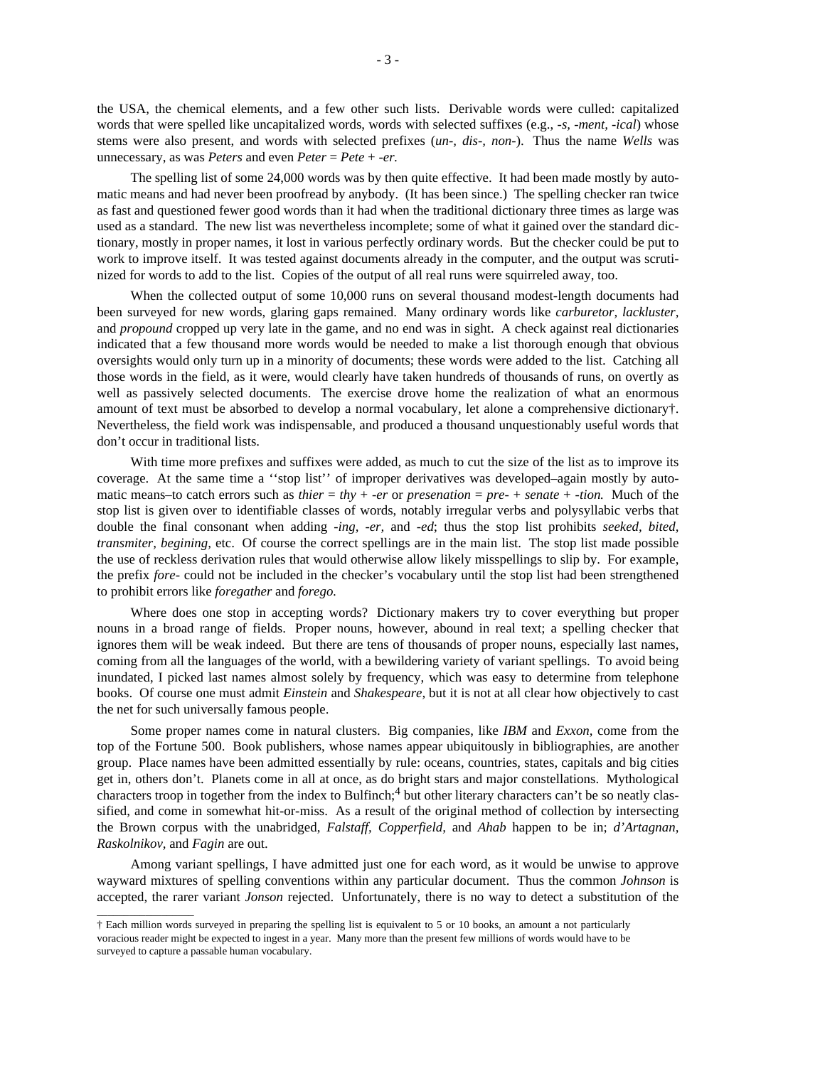the USA, the chemical elements, and a few other such lists. Derivable words were culled: capitalized words that were spelled like uncapitalized words, words with selected suffixes (e.g., *-s*, *-ment*, *-ical*) whose stems were also present, and words with selected prefixes (*un-*, *dis-*, *non-*). Thus the name *Wells* was unnecessary, as was *Peters* and even *Peter* = *Pete* + *-er.*

The spelling list of some 24,000 words was by then quite effective. It had been made mostly by automatic means and had never been proofread by anybody. (It has been since.) The spelling checker ran twice as fast and questioned fewer good words than it had when the traditional dictionary three times as large was used as a standard. The new list was nevertheless incomplete; some of what it gained over the standard dictionary, mostly in proper names, it lost in various perfectly ordinary words. But the checker could be put to work to improve itself. It was tested against documents already in the computer, and the output was scrutinized for words to add to the list. Copies of the output of all real runs were squirreled away, too.

When the collected output of some 10,000 runs on several thousand modest-length documents had been surveyed for new words, glaring gaps remained. Many ordinary words like *carburetor*, *lackluster*, and *propound* cropped up very late in the game, and no end was in sight. A check against real dictionaries indicated that a few thousand more words would be needed to make a list thorough enough that obvious oversights would only turn up in a minority of documents; these words were added to the list. Catching all those words in the field, as it were, would clearly have taken hundreds of thousands of runs, on overtly as well as passively selected documents. The exercise drove home the realization of what an enormous amount of text must be absorbed to develop a normal vocabulary, let alone a comprehensive dictionary†. Nevertheless, the field work was indispensable, and produced a thousand unquestionably useful words that don't occur in traditional lists.

With time more prefixes and suffixes were added, as much to cut the size of the list as to improve its coverage. At the same time a ''stop list'' of improper derivatives was developed–again mostly by automatic means–to catch errors such as *thier* = *thy* + *-er* or *presenation* = *pre-* + *senate* + *-tion.* Much of the stop list is given over to identifiable classes of words, notably irregular verbs and polysyllabic verbs that double the final consonant when adding *-ing*, *-er,* and *-ed*; thus the stop list prohibits *seeked, bited, transmiter, begining,* etc. Of course the correct spellings are in the main list. The stop list made possible the use of reckless derivation rules that would otherwise allow likely misspellings to slip by. For example, the prefix *fore-* could not be included in the checker's vocabulary until the stop list had been strengthened to prohibit errors like *foregather* and *forego.*

Where does one stop in accepting words? Dictionary makers try to cover everything but proper nouns in a broad range of fields. Proper nouns, however, abound in real text; a spelling checker that ignores them will be weak indeed. But there are tens of thousands of proper nouns, especially last names, coming from all the languages of the world, with a bewildering variety of variant spellings. To avoid being inundated, I picked last names almost solely by frequency, which was easy to determine from telephone books. Of course one must admit *Einstein* and *Shakespeare,* but it is not at all clear how objectively to cast the net for such universally famous people.

Some proper names come in natural clusters. Big companies, like *IBM* and *Exxon,* come from the top of the Fortune 500. Book publishers, whose names appear ubiquitously in bibliographies, are another group. Place names have been admitted essentially by rule: oceans, countries, states, capitals and big cities get in, others don't. Planets come in all at once, as do bright stars and major constellations. Mythological characters troop in together from the index to Bulfinch;[4] but other literary characters can't be so neatly classified, and come in somewhat hit-or-miss. As a result of the original method of collection by intersecting the Brown corpus with the unabridged, *Falstaff, Copperfield,* and *Ahab* happen to be in; *d'Artagnan, Raskolnikov,* and *Fagin* are out.

Among variant spellings, I have admitted just one for each word, as it would be unwise to approve wayward mixtures of spelling conventions within any particular document. Thus the common *Johnson* is accepted, the rarer variant *Jonson* rejected. Unfortunately, there is no way to detect a substitution of the

---

† Each million words surveyed in preparing the spelling list is equivalent to 5 or 10 books, an amount a not particularly voracious reader might be expected to ingest in a year. Many more than the present few millions of words would have to be surveyed to capture a passable human vocabulary.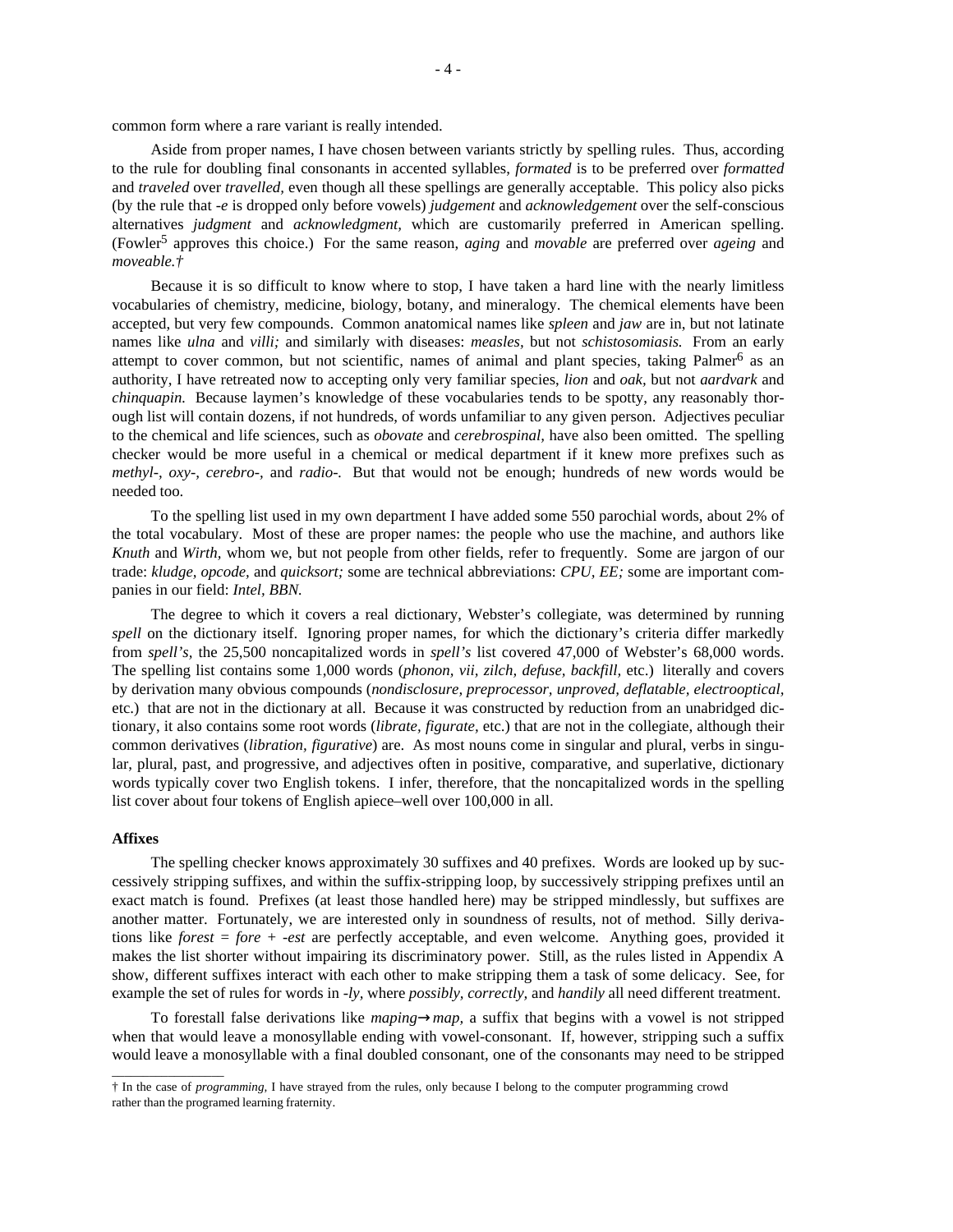common form where a rare variant is really intended.

Aside from proper names, I have chosen between variants strictly by spelling rules. Thus, according to the rule for doubling final consonants in accented syllables, *formated* is to be preferred over *formatted* and *traveled* over *travelled,* even though all these spellings are generally acceptable. This policy also picks (by the rule that *-e* is dropped only before vowels) *judgement* and *acknowledgement* over the self-conscious alternatives *judgment* and *acknowledgment,* which are customarily preferred in American spelling. (Fowler[5] approves this choice.) For the same reason, *aging* and *movable* are preferred over *ageing* and *moveable.*†

Because it is so difficult to know where to stop, I have taken a hard line with the nearly limitless vocabularies of chemistry, medicine, biology, botany, and mineralogy. The chemical elements have been accepted, but very few compounds. Common anatomical names like *spleen* and *jaw* are in, but not latinate names like *ulna* and *villi;* and similarly with diseases: *measles,* but not *schistosomiasis.* From an early attempt to cover common, but not scientific, names of animal and plant species, taking Palmer[6] as an authority, I have retreated now to accepting only very familiar species, *lion* and *oak,* but not *aardvark* and *chinquapin.* Because laymen's knowledge of these vocabularies tends to be spotty, any reasonably thorough list will contain dozens, if not hundreds, of words unfamiliar to any given person. Adjectives peculiar to the chemical and life sciences, such as *obovate* and *cerebrospinal,* have also been omitted. The spelling checker would be more useful in a chemical or medical department if it knew more prefixes such as *methyl-, oxy-, cerebro-,* and *radio-.* But that would not be enough; hundreds of new words would be needed too.

To the spelling list used in my own department I have added some 550 parochial words, about 2% of the total vocabulary. Most of these are proper names: the people who use the machine, and authors like *Knuth* and *Wirth,* whom we, but not people from other fields, refer to frequently. Some are jargon of our trade: *kludge, opcode,* and *quicksort;* some are technical abbreviations: *CPU, EE;* some are important companies in our field: *Intel, BBN.*

The degree to which it covers a real dictionary, Webster's collegiate, was determined by running *spell* on the dictionary itself. Ignoring proper names, for which the dictionary's criteria differ markedly from *spell's,* the 25,500 noncapitalized words in *spell's* list covered 47,000 of Webster's 68,000 words. The spelling list contains some 1,000 words (*phonon, vii, zilch, defuse, backfill,* etc.) literally and covers by derivation many obvious compounds (*nondisclosure, preprocessor, unproved, deflatable, electrooptical,* etc.) that are not in the dictionary at all. Because it was constructed by reduction from an unabridged dictionary, it also contains some root words (*librate, figurate,* etc.) that are not in the collegiate, although their common derivatives (*libration, figurative*) are. As most nouns come in singular and plural, verbs in singular, plural, past, and progressive, and adjectives often in positive, comparative, and superlative, dictionary words typically cover two English tokens. I infer, therefore, that the noncapitalized words in the spelling list cover about four tokens of English apiece–well over 100,000 in all.

### Affixes

The spelling checker knows approximately 30 suffixes and 40 prefixes. Words are looked up by successively stripping suffixes, and within the suffix-stripping loop, by successively stripping prefixes until an exact match is found. Prefixes (at least those handled here) may be stripped mindlessly, but suffixes are another matter. Fortunately, we are interested only in soundness of results, not of method. Silly derivations like *forest* = *fore* + *-est* are perfectly acceptable, and even welcome. Anything goes, provided it makes the list shorter without impairing its discriminatory power. Still, as the rules listed in Appendix A show, different suffixes interact with each other to make stripping them a task of some delicacy. See, for example the set of rules for words in *-ly,* where *possibly, correctly,* and *handily* all need different treatment.

To forestall false derivations like *maping*→*map,* a suffix that begins with a vowel is not stripped when that would leave a monosyllable ending with vowel-consonant. If, however, stripping such a suffix would leave a monosyllable with a final doubled consonant, one of the consonants may need to be stripped

---

† In the case of *programming,* I have strayed from the rules, only because I belong to the computer programming crowd rather than the programed learning fraternity.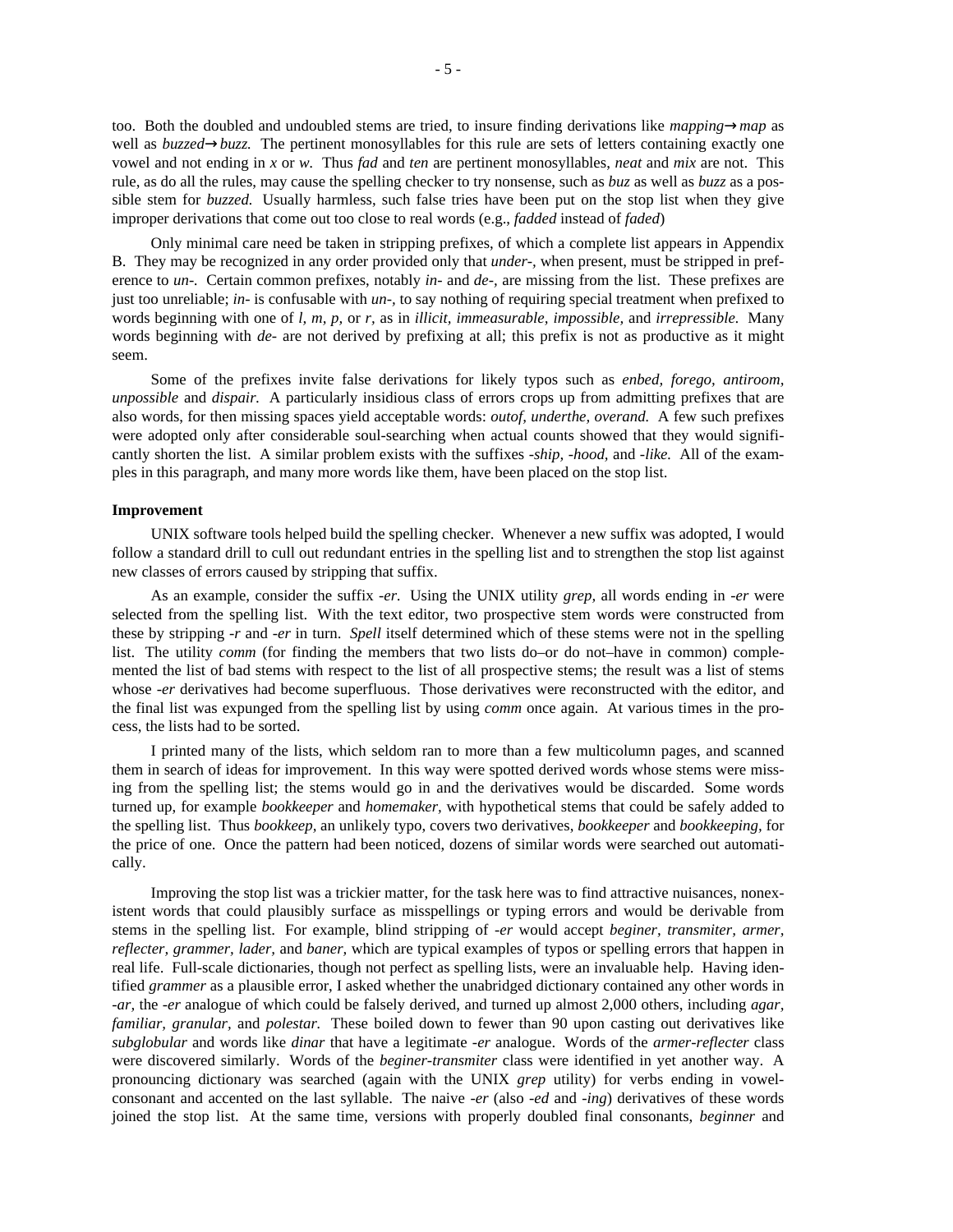too. Both the doubled and undoubled stems are tried, to insure finding derivations like *mapping*→*map* as well as *buzzed*→*buzz*. The pertinent monosyllables for this rule are sets of letters containing exactly one vowel and not ending in *x* or *w*. Thus *fad* and *ten* are pertinent monosyllables, *neat* and *mix* are not. This rule, as do all the rules, may cause the spelling checker to try nonsense, such as *buz* as well as *buzz* as a possible stem for *buzzed*. Usually harmless, such false tries have been put on the stop list when they give improper derivations that come out too close to real words (e.g., *fadded* instead of *faded*)

Only minimal care need be taken in stripping prefixes, of which a complete list appears in Appendix B. They may be recognized in any order provided only that *under-*, when present, must be stripped in preference to *un-*. Certain common prefixes, notably *in-* and *de-*, are missing from the list. These prefixes are just too unreliable; *in-* is confusable with *un-*, to say nothing of requiring special treatment when prefixed to words beginning with one of *l, m, p,* or *r*, as in *illicit, immeasurable, impossible,* and *irrepressible.* Many words beginning with *de-* are not derived by prefixing at all; this prefix is not as productive as it might seem.

Some of the prefixes invite false derivations for likely typos such as *enbed, forego, antiroom, unpossible* and *dispair.* A particularly insidious class of errors crops up from admitting prefixes that are also words, for then missing spaces yield acceptable words: *outof, underthe, overand.* A few such prefixes were adopted only after considerable soul-searching when actual counts showed that they would significantly shorten the list. A similar problem exists with the suffixes *-ship, -hood,* and *-like.* All of the examples in this paragraph, and many more words like them, have been placed on the stop list.

**Improvement**

UNIX software tools helped build the spelling checker. Whenever a new suffix was adopted, I would follow a standard drill to cull out redundant entries in the spelling list and to strengthen the stop list against new classes of errors caused by stripping that suffix.

As an example, consider the suffix *-er*. Using the UNIX utility *grep,* all words ending in *-er* were selected from the spelling list. With the text editor, two prospective stem words were constructed from these by stripping *-r* and *-er* in turn. *Spell* itself determined which of these stems were not in the spelling list. The utility *comm* (for finding the members that two lists do–or do not–have in common) complemented the list of bad stems with respect to the list of all prospective stems; the result was a list of stems whose *-er* derivatives had become superfluous. Those derivatives were reconstructed with the editor, and the final list was expunged from the spelling list by using *comm* once again. At various times in the process, the lists had to be sorted.

I printed many of the lists, which seldom ran to more than a few multicolumn pages, and scanned them in search of ideas for improvement. In this way were spotted derived words whose stems were missing from the spelling list; the stems would go in and the derivatives would be discarded. Some words turned up, for example *bookkeeper* and *homemaker,* with hypothetical stems that could be safely added to the spelling list. Thus *bookkeep,* an unlikely typo, covers two derivatives, *bookkeeper* and *bookkeeping,* for the price of one. Once the pattern had been noticed, dozens of similar words were searched out automatically.

Improving the stop list was a trickier matter, for the task here was to find attractive nuisances, nonexistent words that could plausibly surface as misspellings or typing errors and would be derivable from stems in the spelling list. For example, blind stripping of *-er* would accept *beginer, transmiter, armer, reflecter, grammer, lader,* and *baner,* which are typical examples of typos or spelling errors that happen in real life. Full-scale dictionaries, though not perfect as spelling lists, were an invaluable help. Having identified *grammer* as a plausible error, I asked whether the unabridged dictionary contained any other words in *-ar,* the *-er* analogue of which could be falsely derived, and turned up almost 2,000 others, including *agar, familiar, granular,* and *polestar.* These boiled down to fewer than 90 upon casting out derivatives like *subglobular* and words like *dinar* that have a legitimate *-er* analogue. Words of the *armer-reflecter* class were discovered similarly. Words of the *beginer-transmiter* class were identified in yet another way. A pronouncing dictionary was searched (again with the UNIX *grep* utility) for verbs ending in vowel-consonant and accented on the last syllable. The naive *-er* (also *-ed* and *-ing*) derivatives of these words joined the stop list. At the same time, versions with properly doubled final consonants, *beginner* and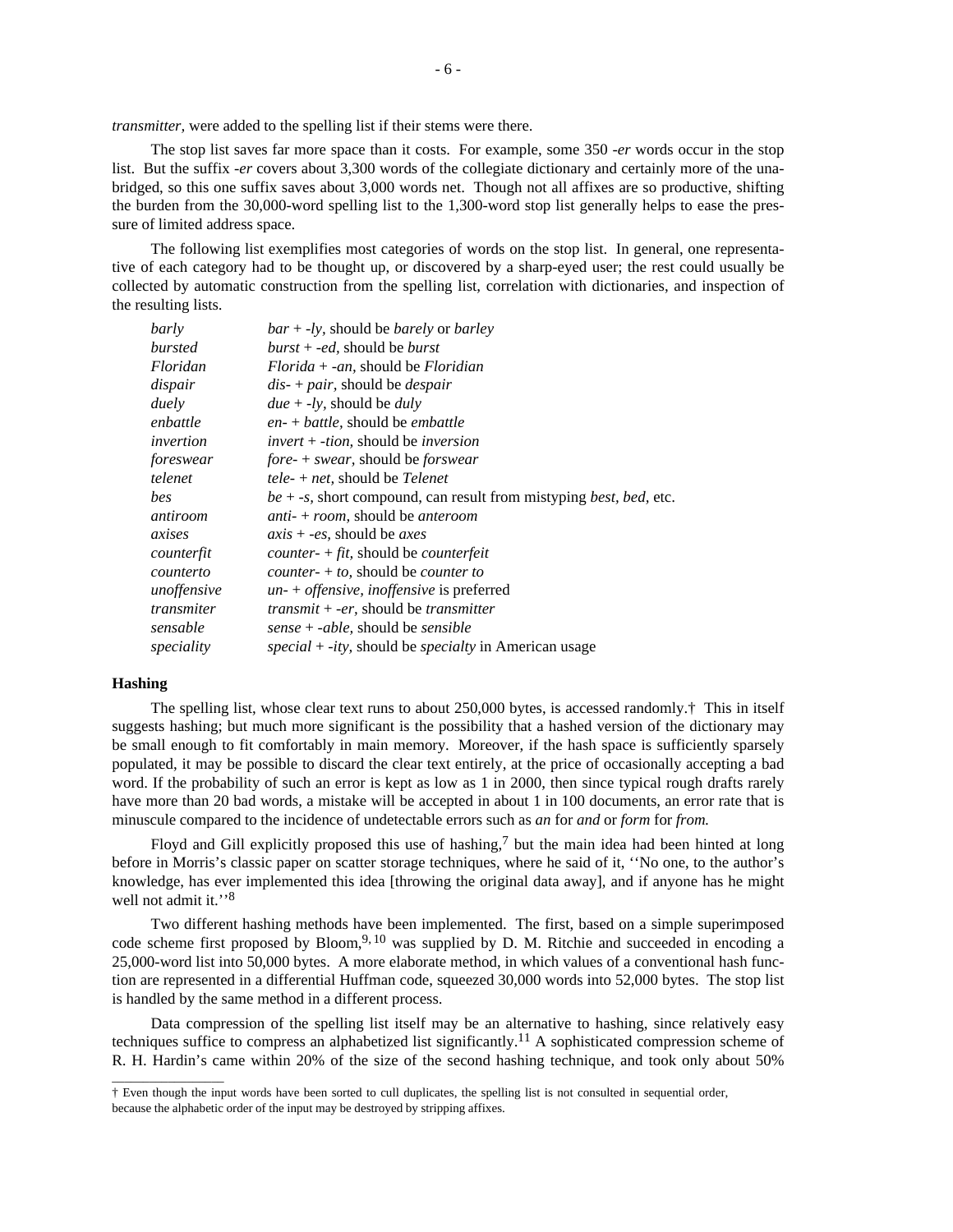*transmitter,* were added to the spelling list if their stems were there.

The stop list saves far more space than it costs. For example, some 350 *-er* words occur in the stop list. But the suffix *-er* covers about 3,300 words of the collegiate dictionary and certainly more of the unabridged, so this one suffix saves about 3,000 words net. Though not all affixes are so productive, shifting the burden from the 30,000-word spelling list to the 1,300-word stop list generally helps to ease the pressure of limited address space.

The following list exemplifies most categories of words on the stop list. In general, one representative of each category had to be thought up, or discovered by a sharp-eyed user; the rest could usually be collected by automatic construction from the spelling list, correlation with dictionaries, and inspection of the resulting lists.

| | |
|---|---|
| *barly* | *bar* + *-ly,* should be *barely* or *barley* |
| *bursted* | *burst* + *-ed,* should be *burst* |
| *Floridan* | *Florida* + *-an,* should be *Floridian* |
| *dispair* | *dis-* + *pair,* should be *despair* |
| *duely* | *due* + *-ly,* should be *duly* |
| *enbattle* | *en-* + *battle,* should be *embattle* |
| *invertion* | *invert* + *-tion,* should be *inversion* |
| *foreswear* | *fore-* + *swear,* should be *forswear* |
| *telenet* | *tele-* + *net,* should be *Telenet* |
| *bes* | *be* + *-s,* short compound, can result from mistyping *best, bed,* etc. |
| *antiroom* | *anti-* + *room,* should be *anteroom* |
| *axises* | *axis* + *-es,* should be *axes* |
| *counterfit* | *counter-* + *fit,* should be *counterfeit* |
| *counterto* | *counter-* + *to,* should be *counter to* |
| *unoffensive* | *un-* + *offensive, inoffensive* is preferred |
| *transmiter* | *transmit* + *-er,* should be *transmitter* |
| *sensable* | *sense* + *-able,* should be *sensible* |
| *speciality* | *special* + *-ity,* should be *specialty* in American usage |

**Hashing**

The spelling list, whose clear text runs to about 250,000 bytes, is accessed randomly.† This in itself suggests hashing; but much more significant is the possibility that a hashed version of the dictionary may be small enough to fit comfortably in main memory. Moreover, if the hash space is sufficiently sparsely populated, it may be possible to discard the clear text entirely, at the price of occasionally accepting a bad word. If the probability of such an error is kept as low as 1 in 2000, then since typical rough drafts rarely have more than 20 bad words, a mistake will be accepted in about 1 in 100 documents, an error rate that is minuscule compared to the incidence of undetectable errors such as *an* for *and* or *form* for *from.*

Floyd and Gill explicitly proposed this use of hashing,[7] but the main idea had been hinted at long before in Morris's classic paper on scatter storage techniques, where he said of it, ''No one, to the author's knowledge, has ever implemented this idea [throwing the original data away], and if anyone has he might well not admit it.''[8]

Two different hashing methods have been implemented. The first, based on a simple superimposed code scheme first proposed by Bloom,[9, 10] was supplied by D. M. Ritchie and succeeded in encoding a 25,000-word list into 50,000 bytes. A more elaborate method, in which values of a conventional hash function are represented in a differential Huffman code, squeezed 30,000 words into 52,000 bytes. The stop list is handled by the same method in a different process.

Data compression of the spelling list itself may be an alternative to hashing, since relatively easy techniques suffice to compress an alphabetized list significantly.[11] A sophisticated compression scheme of R. H. Hardin's came within 20% of the size of the second hashing technique, and took only about 50%

---

† Even though the input words have been sorted to cull duplicates, the spelling list is not consulted in sequential order, because the alphabetic order of the input may be destroyed by stripping affixes.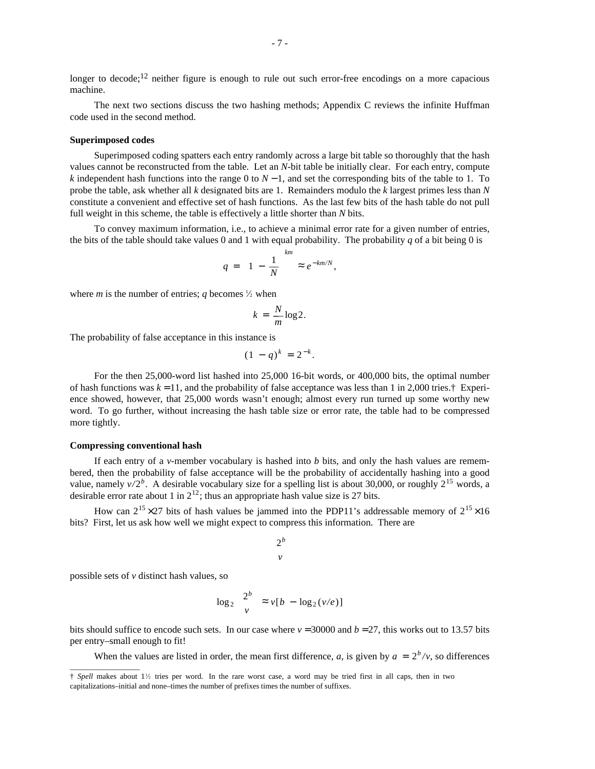longer to decode;[12] neither figure is enough to rule out such error-free encodings on a more capacious machine.

The next two sections discuss the two hashing methods; Appendix C reviews the infinite Huffman code used in the second method.

**Superimposed codes**

Superimposed coding spatters each entry randomly across a large bit table so thoroughly that the hash values cannot be reconstructed from the table. Let an $N$-bit table be initially clear. For each entry, compute $k$ independent hash functions into the range 0 to $N-1$, and set the corresponding bits of the table to 1. To probe the table, ask whether all $k$ designated bits are 1. Remainders modulo the $k$ largest primes less than $N$ constitute a convenient and effective set of hash functions. As the last few bits of the hash table do not pull full weight in this scheme, the table is effectively a little shorter than $N$ bits.

To convey maximum information, i.e., to achieve a minimal error rate for a given number of entries, the bits of the table should take values 0 and 1 with equal probability. The probability $q$ of a bit being 0 is

$$q = \left(1 - \frac{1}{N}\right)^{km} \approx e^{-km/N},$$

where $m$ is the number of entries; $q$ becomes ½ when

$$k = \frac{N}{m}\log 2.$$

The probability of false acceptance in this instance is

$$(1-q)^k = 2^{-k}.$$

For the then 25,000-word list hashed into 25,000 16-bit words, or 400,000 bits, the optimal number of hash functions was $k = 11$, and the probability of false acceptance was less than 1 in 2,000 tries.† Experience showed, however, that 25,000 words wasn't enough; almost every run turned up some worthy new word. To go further, without increasing the hash table size or error rate, the table had to be compressed more tightly.

**Compressing conventional hash**

If each entry of a $v$-member vocabulary is hashed into $b$ bits, and only the hash values are remembered, then the probability of false acceptance will be the probability of accidentally hashing into a good value, namely $v/2^b$. A desirable vocabulary size for a spelling list is about 30,000, or roughly $2^{15}$ words, a desirable error rate about 1 in $2^{12}$; thus an appropriate hash value size is 27 bits.

How can $2^{15} \times 27$ bits of hash values be jammed into the PDP11's addressable memory of $2^{15} \times 16$ bits? First, let us ask how well we might expect to compress this information. There are

$$\binom{2^b}{v}$$

possible sets of $v$ distinct hash values, so

$$\log_2 \binom{2^b}{v} \approx v[b - \log_2(v/e)]$$

bits should suffice to encode such sets. In our case where $v = 30000$ and $b = 27$, this works out to 13.57 bits per entry–small enough to fit!

When the values are listed in order, the mean first difference, $a$, is given by $a = 2^b/v$, so differences

---

† *Spell* makes about 1½ tries per word. In the rare worst case, a word may be tried first in all caps, then in two capitalizations–initial and none–times the number of prefixes times the number of suffixes.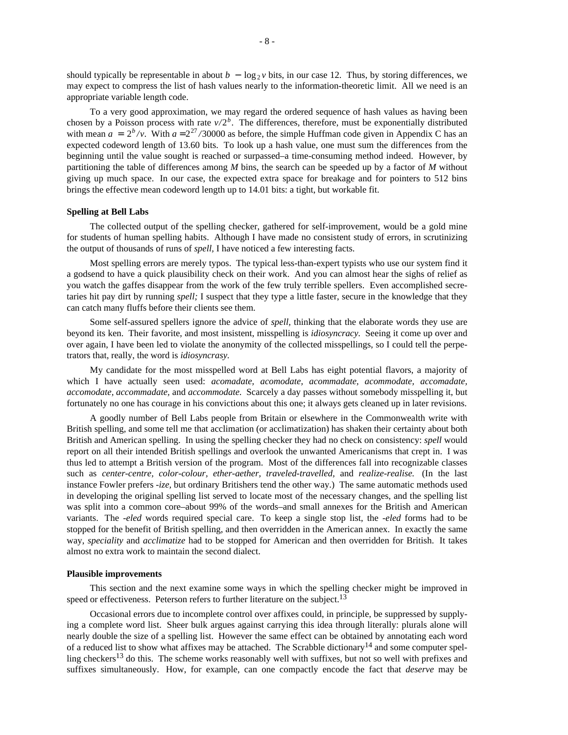should typically be representable in about $b - \log_2 v$ bits, in our case 12. Thus, by storing differences, we may expect to compress the list of hash values nearly to the information-theoretic limit. All we need is an appropriate variable length code.

To a very good approximation, we may regard the ordered sequence of hash values as having been chosen by a Poisson process with rate $v/2^b$. The differences, therefore, must be exponentially distributed with mean $a = 2^b/v$. With $a = 2^{27}/30000$ as before, the simple Huffman code given in Appendix C has an expected codeword length of 13.60 bits. To look up a hash value, one must sum the differences from the beginning until the value sought is reached or surpassed–a time-consuming method indeed. However, by partitioning the table of differences among $M$ bins, the search can be speeded up by a factor of $M$ without giving up much space. In our case, the expected extra space for breakage and for pointers to 512 bins brings the effective mean codeword length up to 14.01 bits: a tight, but workable fit.

**Spelling at Bell Labs**

The collected output of the spelling checker, gathered for self-improvement, would be a gold mine for students of human spelling habits. Although I have made no consistent study of errors, in scrutinizing the output of thousands of runs of *spell*, I have noticed a few interesting facts.

Most spelling errors are merely typos. The typical less-than-expert typists who use our system find it a godsend to have a quick plausibility check on their work. And you can almost hear the sighs of relief as you watch the gaffes disappear from the work of the few truly terrible spellers. Even accomplished secretaries hit pay dirt by running *spell;* I suspect that they type a little faster, secure in the knowledge that they can catch many fluffs before their clients see them.

Some self-assured spellers ignore the advice of *spell,* thinking that the elaborate words they use are beyond its ken. Their favorite, and most insistent, misspelling is *idiosyncracy.* Seeing it come up over and over again, I have been led to violate the anonymity of the collected misspellings, so I could tell the perpetrators that, really, the word is *idiosyncrasy.*

My candidate for the most misspelled word at Bell Labs has eight potential flavors, a majority of which I have actually seen used: *acomadate, acomodate, acommadate, acommodate, accomadate, accomodate, accommadate,* and *accommodate.* Scarcely a day passes without somebody misspelling it, but fortunately no one has courage in his convictions about this one; it always gets cleaned up in later revisions.

A goodly number of Bell Labs people from Britain or elsewhere in the Commonwealth write with British spelling, and some tell me that acclimation (or acclimatization) has shaken their certainty about both British and American spelling. In using the spelling checker they had no check on consistency: *spell* would report on all their intended British spellings and overlook the unwanted Americanisms that crept in. I was thus led to attempt a British version of the program. Most of the differences fall into recognizable classes such as *center-centre, color-colour, ether-aether, traveled-travelled,* and *realize-realise.* (In the last instance Fowler prefers *-ize,* but ordinary Britishers tend the other way.) The same automatic methods used in developing the original spelling list served to locate most of the necessary changes, and the spelling list was split into a common core–about 99% of the words–and small annexes for the British and American variants. The *-eled* words required special care. To keep a single stop list, the *-eled* forms had to be stopped for the benefit of British spelling, and then overridden in the American annex. In exactly the same way, *speciality* and *acclimatize* had to be stopped for American and then overridden for British. It takes almost no extra work to maintain the second dialect.

**Plausible improvements**

This section and the next examine some ways in which the spelling checker might be improved in speed or effectiveness. Peterson refers to further literature on the subject.[13]

Occasional errors due to incomplete control over affixes could, in principle, be suppressed by supplying a complete word list. Sheer bulk argues against carrying this idea through literally: plurals alone will nearly double the size of a spelling list. However the same effect can be obtained by annotating each word of a reduced list to show what affixes may be attached. The Scrabble dictionary[14] and some computer spelling checkers[13] do this. The scheme works reasonably well with suffixes, but not so well with prefixes and suffixes simultaneously. How, for example, can one compactly encode the fact that *deserve* may be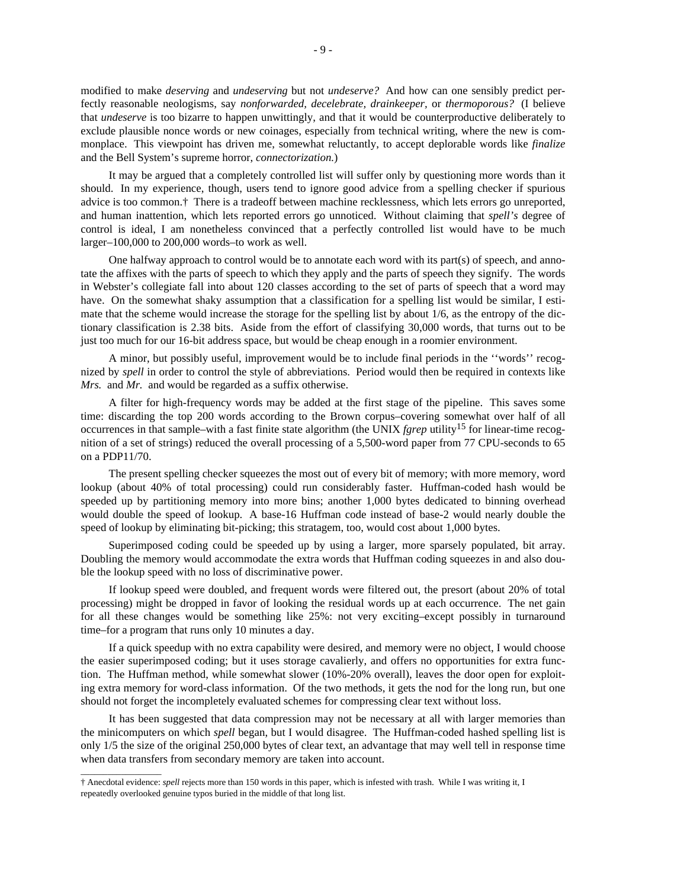modified to make *deserving* and *undeserving* but not *undeserve?* And how can one sensibly predict perfectly reasonable neologisms, say *nonforwarded, decelebrate, drainkeeper,* or *thermoporous?* (I believe that *undeserve* is too bizarre to happen unwittingly, and that it would be counterproductive deliberately to exclude plausible nonce words or new coinages, especially from technical writing, where the new is commonplace. This viewpoint has driven me, somewhat reluctantly, to accept deplorable words like *finalize* and the Bell System's supreme horror, *connectorization.*)

It may be argued that a completely controlled list will suffer only by questioning more words than it should. In my experience, though, users tend to ignore good advice from a spelling checker if spurious advice is too common.† There is a tradeoff between machine recklessness, which lets errors go unreported, and human inattention, which lets reported errors go unnoticed. Without claiming that *spell's* degree of control is ideal, I am nonetheless convinced that a perfectly controlled list would have to be much larger–100,000 to 200,000 words–to work as well.

One halfway approach to control would be to annotate each word with its part(s) of speech, and annotate the affixes with the parts of speech to which they apply and the parts of speech they signify. The words in Webster's collegiate fall into about 120 classes according to the set of parts of speech that a word may have. On the somewhat shaky assumption that a classification for a spelling list would be similar, I estimate that the scheme would increase the storage for the spelling list by about 1/6, as the entropy of the dictionary classification is 2.38 bits. Aside from the effort of classifying 30,000 words, that turns out to be just too much for our 16-bit address space, but would be cheap enough in a roomier environment.

A minor, but possibly useful, improvement would be to include final periods in the ''words'' recognized by *spell* in order to control the style of abbreviations. Period would then be required in contexts like *Mrs.* and *Mr.* and would be regarded as a suffix otherwise.

A filter for high-frequency words may be added at the first stage of the pipeline. This saves some time: discarding the top 200 words according to the Brown corpus–covering somewhat over half of all occurrences in that sample–with a fast finite state algorithm (the UNIX *fgrep* utility[15] for linear-time recognition of a set of strings) reduced the overall processing of a 5,500-word paper from 77 CPU-seconds to 65 on a PDP11/70.

The present spelling checker squeezes the most out of every bit of memory; with more memory, word lookup (about 40% of total processing) could run considerably faster. Huffman-coded hash would be speeded up by partitioning memory into more bins; another 1,000 bytes dedicated to binning overhead would double the speed of lookup. A base-16 Huffman code instead of base-2 would nearly double the speed of lookup by eliminating bit-picking; this stratagem, too, would cost about 1,000 bytes.

Superimposed coding could be speeded up by using a larger, more sparsely populated, bit array. Doubling the memory would accommodate the extra words that Huffman coding squeezes in and also double the lookup speed with no loss of discriminative power.

If lookup speed were doubled, and frequent words were filtered out, the presort (about 20% of total processing) might be dropped in favor of looking the residual words up at each occurrence. The net gain for all these changes would be something like 25%: not very exciting–except possibly in turnaround time–for a program that runs only 10 minutes a day.

If a quick speedup with no extra capability were desired, and memory were no object, I would choose the easier superimposed coding; but it uses storage cavalierly, and offers no opportunities for extra function. The Huffman method, while somewhat slower (10%-20% overall), leaves the door open for exploiting extra memory for word-class information. Of the two methods, it gets the nod for the long run, but one should not forget the incompletely evaluated schemes for compressing clear text without loss.

It has been suggested that data compression may not be necessary at all with larger memories than the minicomputers on which *spell* began, but I would disagree. The Huffman-coded hashed spelling list is only 1/5 the size of the original 250,000 bytes of clear text, an advantage that may well tell in response time when data transfers from secondary memory are taken into account.

---

† Anecdotal evidence: *spell* rejects more than 150 words in this paper, which is infested with trash. While I was writing it, I repeatedly overlooked genuine typos buried in the middle of that long list.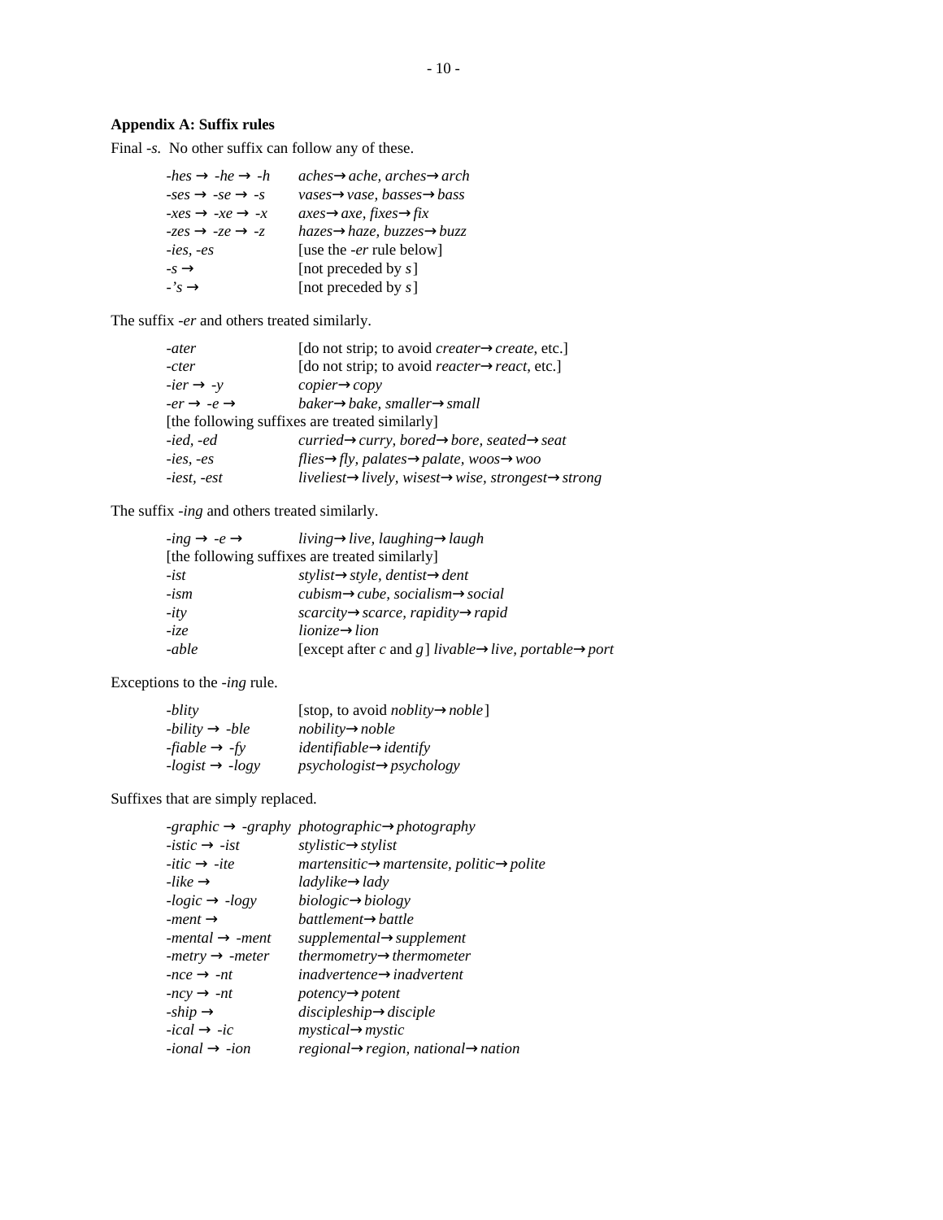### Appendix A: Suffix rules

Final *-s*. No other suffix can follow any of these.

| | |
|---|---|
| *-hes* → *-he* → *-h* | *aches*→*ache, arches*→*arch* |
| *-ses* → *-se* → *-s* | *vases*→*vase, basses*→*bass* |
| *-xes* → *-xe* → *-x* | *axes*→*axe, fixes*→*fix* |
| *-zes* → *-ze* → *-z* | *hazes*→*haze, buzzes*→*buzz* |
| *-ies, -es* | [use the *-er* rule below] |
| *-s* → | [not preceded by *s*] |
| *-'s* → | [not preceded by *s*] |

The suffix *-er* and others treated similarly.

| | |
|---|---|
| *-ater* | [do not strip; to avoid *creater*→*create*, etc.] |
| *-cter* | [do not strip; to avoid *reacter*→*react*, etc.] |
| *-ier* → *-y* | *copier*→*copy* |
| *-er* → *-e* → | *baker*→*bake, smaller*→*small* |
| [the following suffixes are treated similarly] | |
| *-ied, -ed* | *curried*→*curry, bored*→*bore, seated*→*seat* |
| *-ies, -es* | *flies*→*fly, palates*→*palate, woos*→*woo* |
| *-iest, -est* | *liveliest*→*lively, wisest*→*wise, strongest*→*strong* |

The suffix *-ing* and others treated similarly.

| | |
|---|---|
| *-ing* → *-e* → | *living*→*live, laughing*→*laugh* |
| [the following suffixes are treated similarly] | |
| *-ist* | *stylist*→*style, dentist*→*dent* |
| *-ism* | *cubism*→*cube, socialism*→*social* |
| *-ity* | *scarcity*→*scarce, rapidity*→*rapid* |
| *-ize* | *lionize*→*lion* |
| *-able* | [except after *c* and *g*] *livable*→*live, portable*→*port* |

Exceptions to the *-ing* rule.

| | |
|---|---|
| *-blity* | [stop, to avoid *noblity*→*noble*] |
| *-bility* → *-ble* | *nobility*→*noble* |
| *-fiable* → *-fy* | *identifiable*→*identify* |
| *-logist* → *-logy* | *psychologist*→*psychology* |

Suffixes that are simply replaced.

| | |
|---|---|
| *-graphic* → *-graphy* | *photographic*→*photography* |
| *-istic* → *-ist* | *stylistic*→*stylist* |
| *-itic* → *-ite* | *martensitic*→*martensite, politic*→*polite* |
| *-like* → | *ladylike*→*lady* |
| *-logic* → *-logy* | *biologic*→*biology* |
| *-ment* → | *battlement*→*battle* |
| *-mental* → *-ment* | *supplemental*→*supplement* |
| *-metry* → *-meter* | *thermometry*→*thermometer* |
| *-nce* → *-nt* | *inadvertence*→*inadvertent* |
| *-ncy* → *-nt* | *potency*→*potent* |
| *-ship* → | *discipleship*→*disciple* |
| *-ical* → *-ic* | *mystical*→*mystic* |
| *-ional* → *-ion* | *regional*→*region, national*→*nation* |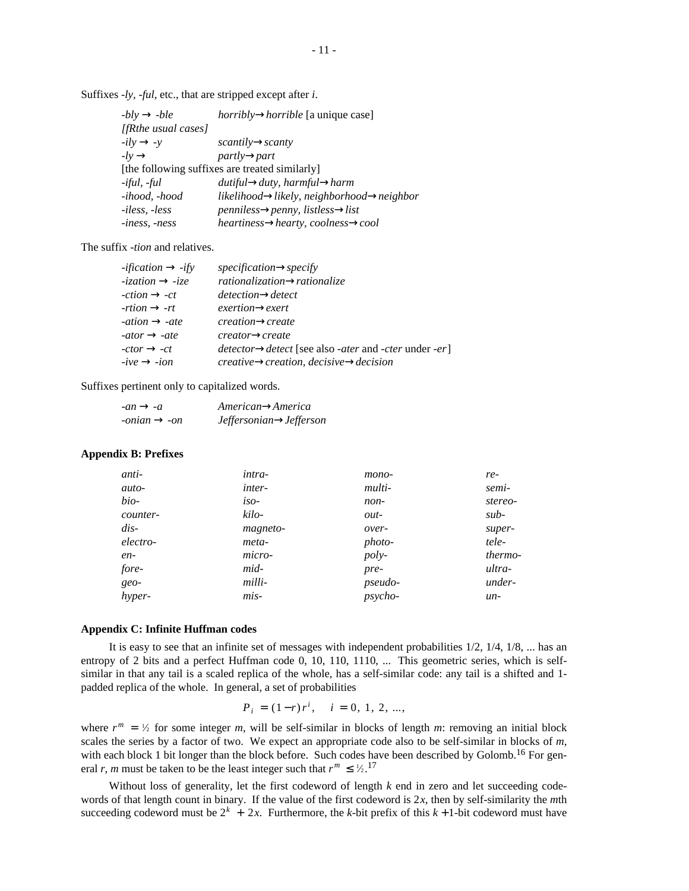Suffixes *-ly*, *-ful*, etc., that are stripped except after *i*.

| | |
|---|---|
| *-bly* → *-ble* | *horribly*→*horrible* [a unique case] |
| *[fRthe usual cases]* | |
| *-ily* → *-y* | *scantily*→*scanty* |
| *-ly* → | *partly*→*part* |
| [the following suffixes are treated similarly] | |
| *-iful*, *-ful* | *dutiful*→*duty, harmful*→*harm* |
| *-ihood*, *-hood* | *likelihood*→*likely, neighborhood*→*neighbor* |
| *-iless*, *-less* | *penniless*→*penny, listless*→*list* |
| *-iness*, *-ness* | *heartiness*→*hearty, coolness*→*cool* |

The suffix *-tion* and relatives.

| | |
|---|---|
| *-ification* → *-ify* | *specification*→*specify* |
| *-ization* → *-ize* | *rationalization*→*rationalize* |
| *-ction* → *-ct* | *detection*→*detect* |
| *-rtion* → *-rt* | *exertion*→*exert* |
| *-ation* → *-ate* | *creation*→*create* |
| *-ator* → *-ate* | *creator*→*create* |
| *-ctor* → *-ct* | *detector*→*detect* [see also *-ater* and *-cter* under *-er*] |
| *-ive* → *-ion* | *creative*→*creation, decisive*→*decision* |

Suffixes pertinent only to capitalized words.

| | |
|---|---|
| *-an* → *-a* | *American*→*America* |
| *-onian* → *-on* | *Jeffersonian*→*Jefferson* |

**Appendix B: Prefixes**

| | | | |
|---|---|---|---|
| *anti-* | *intra-* | *mono-* | *re-* |
| *auto-* | *inter-* | *multi-* | *semi-* |
| *bio-* | *iso-* | *non-* | *stereo-* |
| *counter-* | *kilo-* | *out-* | *sub-* |
| *dis-* | *magneto-* | *over-* | *super-* |
| *electro-* | *meta-* | *photo-* | *tele-* |
| *en-* | *micro-* | *poly-* | *thermo-* |
| *fore-* | *mid-* | *pre-* | *ultra-* |
| *geo-* | *milli-* | *pseudo-* | *under-* |
| *hyper-* | *mis-* | *psycho-* | *un-* |

**Appendix C: Infinite Huffman codes**

It is easy to see that an infinite set of messages with independent probabilities 1/2, 1/4, 1/8, ... has an entropy of 2 bits and a perfect Huffman code 0, 10, 110, 1110, ... This geometric series, which is self-similar in that any tail is a scaled replica of the whole, has a self-similar code: any tail is a shifted and 1-padded replica of the whole. In general, a set of probabilities

$$P_i = (1-r)r^i, \quad i = 0,\ 1,\ 2,\ \ldots,$$

where $r^m = ½$ for some integer $m$, will be self-similar in blocks of length $m$: removing an initial block scales the series by a factor of two. We expect an appropriate code also to be self-similar in blocks of $m$, with each block 1 bit longer than the block before. Such codes have been described by Golomb.[16] For general $r$, $m$ must be taken to be the least integer such that $r^m \le ½$.[17]

Without loss of generality, let the first codeword of length $k$ end in zero and let succeeding codewords of that length count in binary. If the value of the first codeword is $2x$, then by self-similarity the $m$th succeeding codeword must be $2^k + 2x$. Furthermore, the $k$-bit prefix of this $k+1$-bit codeword must have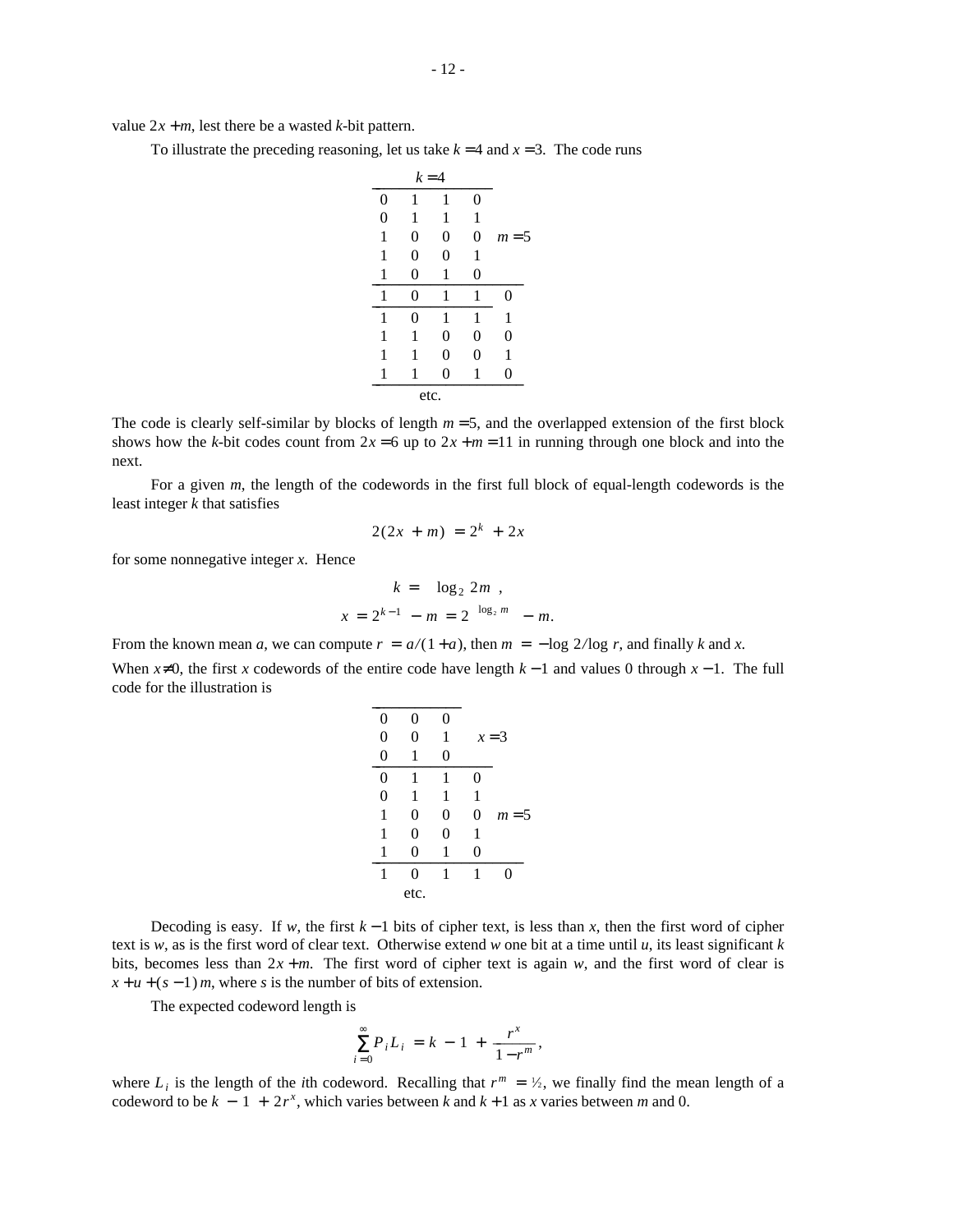value $2x+m$, lest there be a wasted $k$-bit pattern.

To illustrate the preceding reasoning, let us take $k=4$ and $x=3$. The code runs

| $k=4$ | | | | | |
|---|---|---|---|---|---|
| 0 | 1 | 1 | 0 | | |
| 0 | 1 | 1 | 1 | | |
| 1 | 0 | 0 | 0 | | $m=5$ |
| 1 | 0 | 0 | 1 | | |
| 1 | 0 | 1 | 0 | | |
| 1 | 0 | 1 | 1 | 0 | |
| 1 | 0 | 1 | 1 | 1 | |
| 1 | 1 | 0 | 0 | 0 | |
| 1 | 1 | 0 | 0 | 1 | |
| 1 | 1 | 0 | 1 | 0 | |
| etc. | | | | | |

The code is clearly self-similar by blocks of length $m=5$, and the overlapped extension of the first block shows how the $k$-bit codes count from $2x=6$ up to $2x+m=11$ in running through one block and into the next.

For a given $m$, the length of the codewords in the first full block of equal-length codewords is the least integer $k$ that satisfies

$$2(2x+m) = 2^k + 2x$$

for some nonnegative integer $x$. Hence

$$k = \lceil \log_2 2m \rceil,$$

$$x = 2^{k-1} - m = 2^{\lceil \log_2 m \rceil} - m.$$

From the known mean $a$, we can compute $r = a/(1+a)$, then $m = -\log 2/\log r$, and finally $k$ and $x$.

When $x \neq 0$, the first $x$ codewords of the entire code have length $k-1$ and values 0 through $x-1$. The full code for the illustration is

| | | | | | |
|---|---|---|---|---|---|
| 0 | 0 | 0 | | | |
| 0 | 0 | 1 | | | $x=3$ |
| 0 | 1 | 0 | | | |
| 0 | 1 | 1 | 0 | | |
| 0 | 1 | 1 | 1 | | |
| 1 | 0 | 0 | 0 | | $m=5$ |
| 1 | 0 | 0 | 1 | | |
| 1 | 0 | 1 | 0 | | |
| 1 | 0 | 1 | 1 | 0 | |
| etc. | | | | | |

Decoding is easy. If $w$, the first $k-1$ bits of cipher text, is less than $x$, then the first word of cipher text is $w$, as is the first word of clear text. Otherwise extend $w$ one bit at a time until $u$, its least significant $k$ bits, becomes less than $2x+m$. The first word of cipher text is again $w$, and the first word of clear is $x+u+(s-1)m$, where $s$ is the number of bits of extension.

The expected codeword length is

$$\sum_{i=0}^{\infty} P_i L_i = k - 1 + \frac{r^x}{1-r^m},$$

where $L_i$ is the length of the $i$th codeword. Recalling that $r^m = ½$, we finally find the mean length of a codeword to be $k - 1 + 2r^x$, which varies between $k$ and $k+1$ as $x$ varies between $m$ and 0.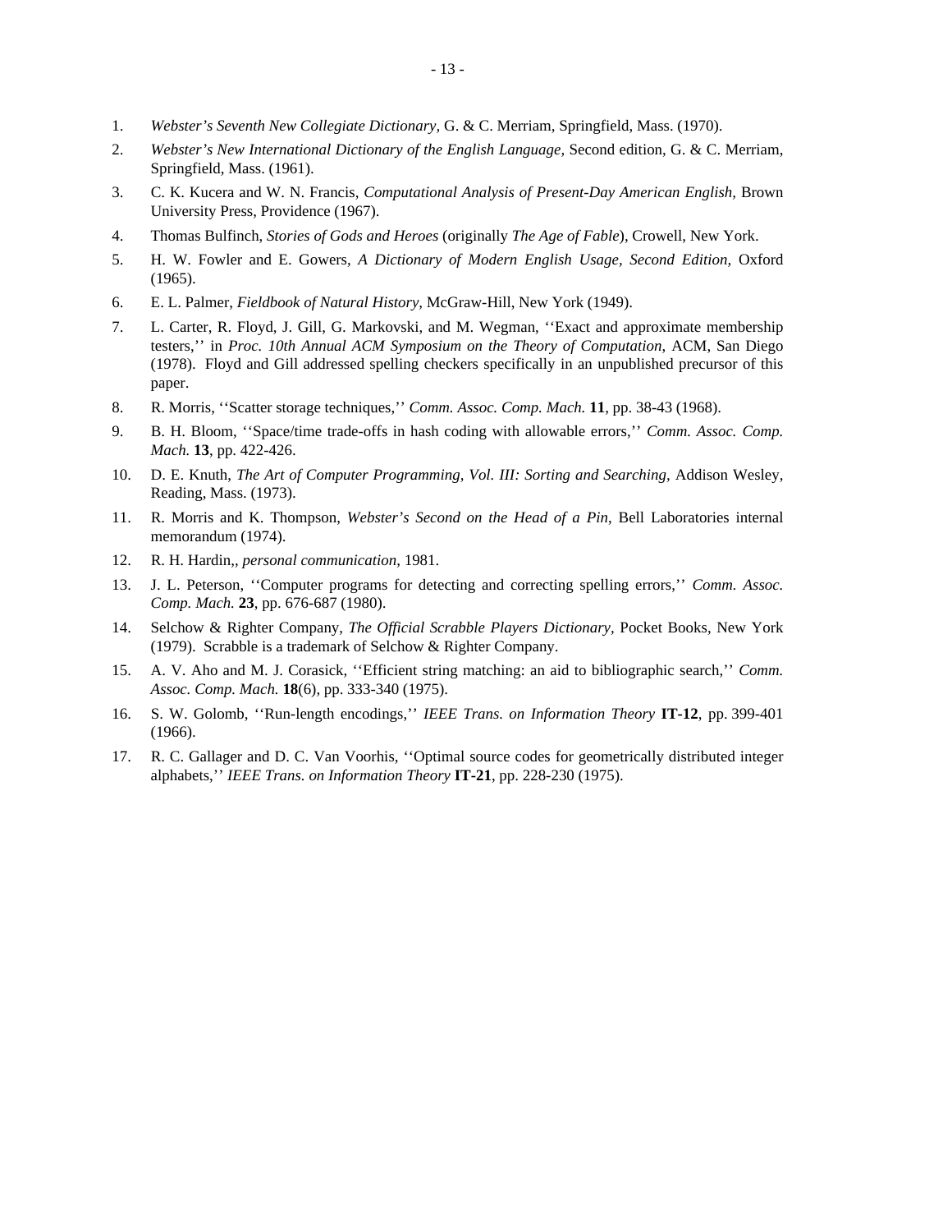1. *Webster's Seventh New Collegiate Dictionary,* G. & C. Merriam, Springfield, Mass. (1970).
2. *Webster's New International Dictionary of the English Language,* Second edition, G. & C. Merriam, Springfield, Mass. (1961).
3. C. K. Kucera and W. N. Francis, *Computational Analysis of Present-Day American English,* Brown University Press, Providence (1967).
4. Thomas Bulfinch, *Stories of Gods and Heroes* (originally *The Age of Fable*), Crowell, New York.
5. H. W. Fowler and E. Gowers, *A Dictionary of Modern English Usage, Second Edition,* Oxford (1965).
6. E. L. Palmer, *Fieldbook of Natural History,* McGraw-Hill, New York (1949).
7. L. Carter, R. Floyd, J. Gill, G. Markovski, and M. Wegman, ''Exact and approximate membership testers,'' in *Proc. 10th Annual ACM Symposium on the Theory of Computation*, ACM, San Diego (1978). Floyd and Gill addressed spelling checkers specifically in an unpublished precursor of this paper.
8. R. Morris, ''Scatter storage techniques,'' *Comm. Assoc. Comp. Mach.* **11**, pp. 38-43 (1968).
9. B. H. Bloom, ''Space/time trade-offs in hash coding with allowable errors,'' *Comm. Assoc. Comp. Mach.* **13**, pp. 422-426.
10. D. E. Knuth, *The Art of Computer Programming, Vol. III: Sorting and Searching,* Addison Wesley, Reading, Mass. (1973).
11. R. Morris and K. Thompson, *Webster's Second on the Head of a Pin*, Bell Laboratories internal memorandum (1974).
12. R. H. Hardin,, *personal communication,* 1981.
13. J. L. Peterson, ''Computer programs for detecting and correcting spelling errors,'' *Comm. Assoc. Comp. Mach.* **23**, pp. 676-687 (1980).
14. Selchow & Righter Company, *The Official Scrabble Players Dictionary,* Pocket Books, New York (1979). Scrabble is a trademark of Selchow & Righter Company.
15. A. V. Aho and M. J. Corasick, ''Efficient string matching: an aid to bibliographic search,'' *Comm. Assoc. Comp. Mach.* **18**(6), pp. 333-340 (1975).
16. S. W. Golomb, ''Run-length encodings,'' *IEEE Trans. on Information Theory* **IT-12**, pp. 399-401 (1966).
17. R. C. Gallager and D. C. Van Voorhis, ''Optimal source codes for geometrically distributed integer alphabets,'' *IEEE Trans. on Information Theory* **IT-21**, pp. 228-230 (1975).